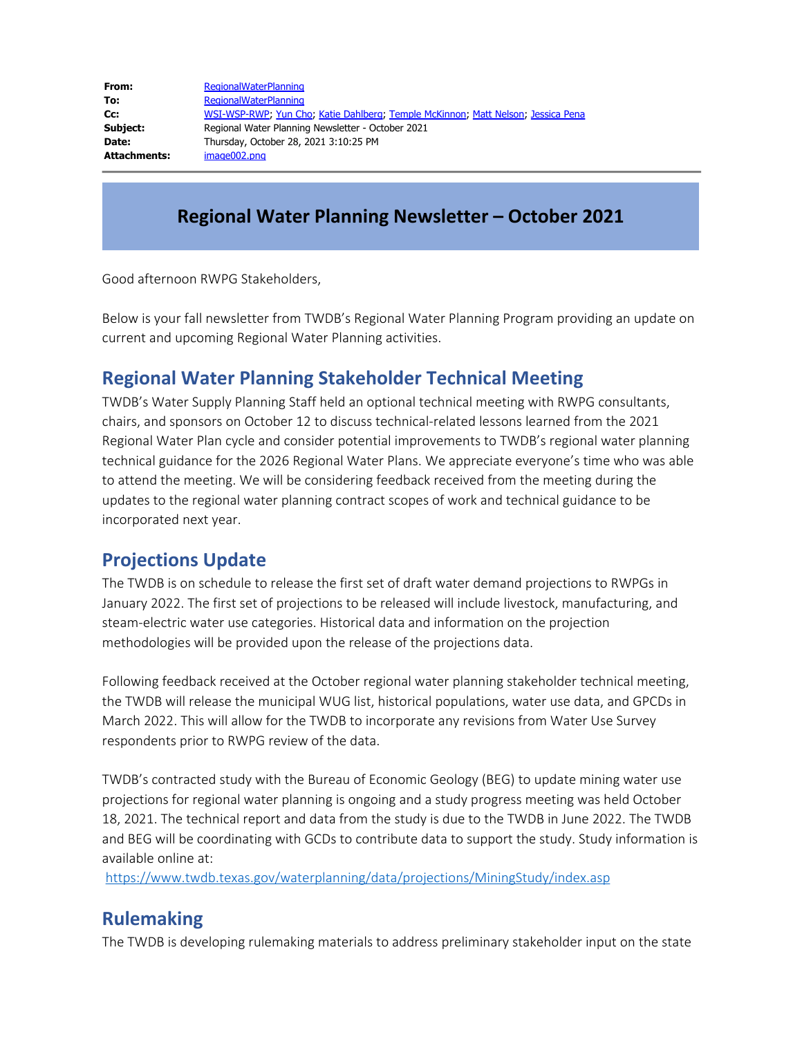| | |
|---|---|
| **From:** | RegionalWaterPlanning |
| **To:** | RegionalWaterPlanning |
| **Cc:** | WSI-WSP-RWP; Yun Cho; Katie Dahlberg; Temple McKinnon; Matt Nelson; Jessica Pena |
| **Subject:** | Regional Water Planning Newsletter - October 2021 |
| **Date:** | Thursday, October 28, 2021 3:10:25 PM |
| **Attachments:** | image002.png |

# Regional Water Planning Newsletter – October 2021

Good afternoon RWPG Stakeholders,

Below is your fall newsletter from TWDB's Regional Water Planning Program providing an update on current and upcoming Regional Water Planning activities.

## Regional Water Planning Stakeholder Technical Meeting

TWDB's Water Supply Planning Staff held an optional technical meeting with RWPG consultants, chairs, and sponsors on October 12 to discuss technical-related lessons learned from the 2021 Regional Water Plan cycle and consider potential improvements to TWDB's regional water planning technical guidance for the 2026 Regional Water Plans. We appreciate everyone's time who was able to attend the meeting. We will be considering feedback received from the meeting during the updates to the regional water planning contract scopes of work and technical guidance to be incorporated next year.

## Projections Update

The TWDB is on schedule to release the first set of draft water demand projections to RWPGs in January 2022. The first set of projections to be released will include livestock, manufacturing, and steam-electric water use categories. Historical data and information on the projection methodologies will be provided upon the release of the projections data.

Following feedback received at the October regional water planning stakeholder technical meeting, the TWDB will release the municipal WUG list, historical populations, water use data, and GPCDs in March 2022. This will allow for the TWDB to incorporate any revisions from Water Use Survey respondents prior to RWPG review of the data.

TWDB's contracted study with the Bureau of Economic Geology (BEG) to update mining water use projections for regional water planning is ongoing and a study progress meeting was held October 18, 2021. The technical report and data from the study is due to the TWDB in June 2022. The TWDB and BEG will be coordinating with GCDs to contribute data to support the study. Study information is available online at:
https://www.twdb.texas.gov/waterplanning/data/projections/MiningStudy/index.asp

## Rulemaking

The TWDB is developing rulemaking materials to address preliminary stakeholder input on the state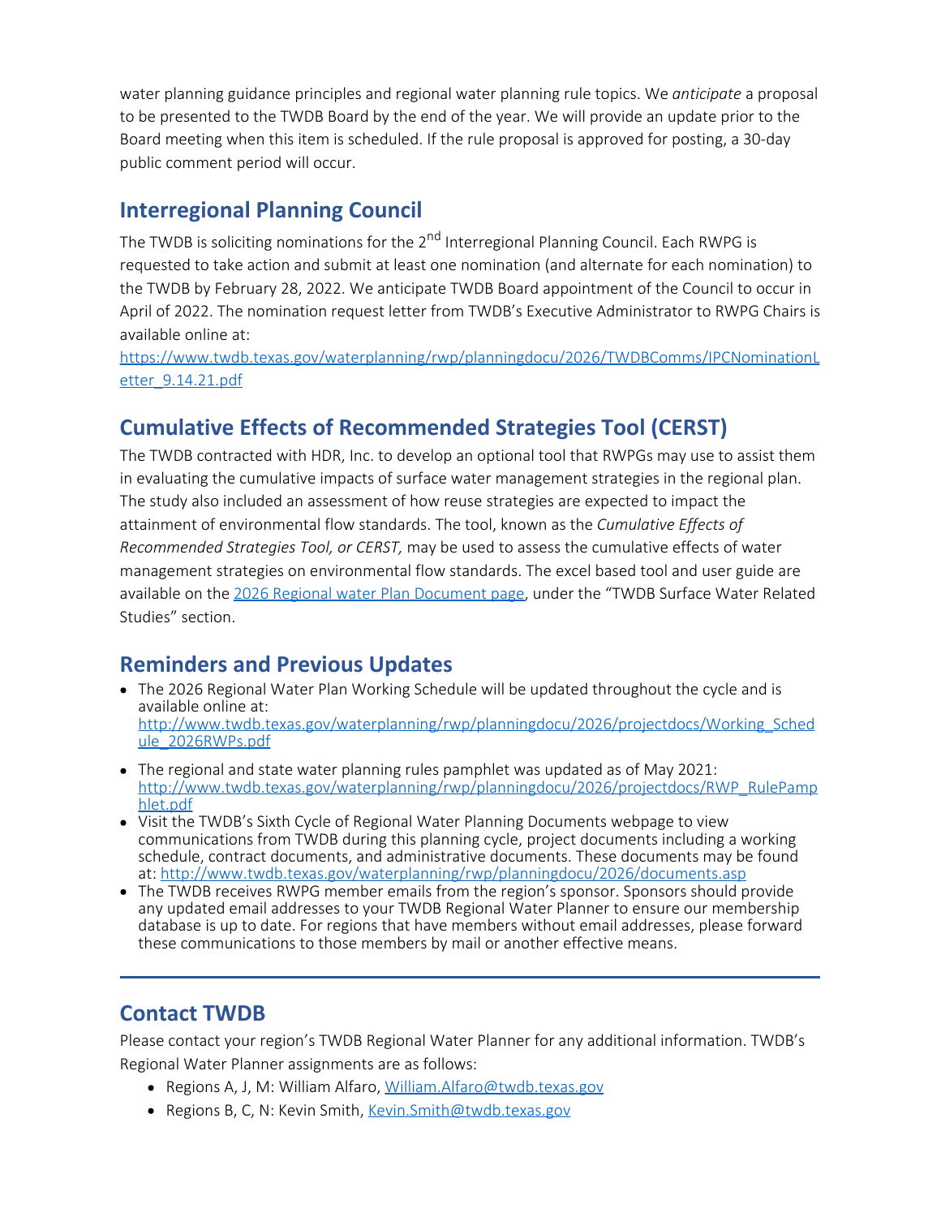water planning guidance principles and regional water planning rule topics. We *anticipate* a proposal to be presented to the TWDB Board by the end of the year. We will provide an update prior to the Board meeting when this item is scheduled. If the rule proposal is approved for posting, a 30-day public comment period will occur.

## Interregional Planning Council

The TWDB is soliciting nominations for the 2nd Interregional Planning Council. Each RWPG is requested to take action and submit at least one nomination (and alternate for each nomination) to the TWDB by February 28, 2022. We anticipate TWDB Board appointment of the Council to occur in April of 2022. The nomination request letter from TWDB's Executive Administrator to RWPG Chairs is available online at: [https://www.twdb.texas.gov/waterplanning/rwp/planningdocu/2026/TWDBComms/IPCNominationLetter_9.14.21.pdf](https://www.twdb.texas.gov/waterplanning/rwp/planningdocu/2026/TWDBComms/IPCNominationLetter_9.14.21.pdf)

## Cumulative Effects of Recommended Strategies Tool (CERST)

The TWDB contracted with HDR, Inc. to develop an optional tool that RWPGs may use to assist them in evaluating the cumulative impacts of surface water management strategies in the regional plan. The study also included an assessment of how reuse strategies are expected to impact the attainment of environmental flow standards. The tool, known as the *Cumulative Effects of Recommended Strategies Tool, or CERST,* may be used to assess the cumulative effects of water management strategies on environmental flow standards. The excel based tool and user guide are available on the [2026 Regional water Plan Document page](), under the "TWDB Surface Water Related Studies" section.

## Reminders and Previous Updates

- The 2026 Regional Water Plan Working Schedule will be updated throughout the cycle and is available online at: [http://www.twdb.texas.gov/waterplanning/rwp/planningdocu/2026/projectdocs/Working_Schedule_2026RWPs.pdf](http://www.twdb.texas.gov/waterplanning/rwp/planningdocu/2026/projectdocs/Working_Schedule_2026RWPs.pdf)
- The regional and state water planning rules pamphlet was updated as of May 2021: [http://www.twdb.texas.gov/waterplanning/rwp/planningdocu/2026/projectdocs/RWP_RulePamphlet.pdf](http://www.twdb.texas.gov/waterplanning/rwp/planningdocu/2026/projectdocs/RWP_RulePamphlet.pdf)
- Visit the TWDB's Sixth Cycle of Regional Water Planning Documents webpage to view communications from TWDB during this planning cycle, project documents including a working schedule, contract documents, and administrative documents. These documents may be found at: [http://www.twdb.texas.gov/waterplanning/rwp/planningdocu/2026/documents.asp](http://www.twdb.texas.gov/waterplanning/rwp/planningdocu/2026/documents.asp)
- The TWDB receives RWPG member emails from the region's sponsor. Sponsors should provide any updated email addresses to your TWDB Regional Water Planner to ensure our membership database is up to date. For regions that have members without email addresses, please forward these communications to those members by mail or another effective means.

---

## Contact TWDB

Please contact your region's TWDB Regional Water Planner for any additional information. TWDB's Regional Water Planner assignments are as follows:

- Regions A, J, M: William Alfaro, [William.Alfaro@twdb.texas.gov](mailto:William.Alfaro@twdb.texas.gov)
- Regions B, C, N: Kevin Smith, [Kevin.Smith@twdb.texas.gov](mailto:Kevin.Smith@twdb.texas.gov)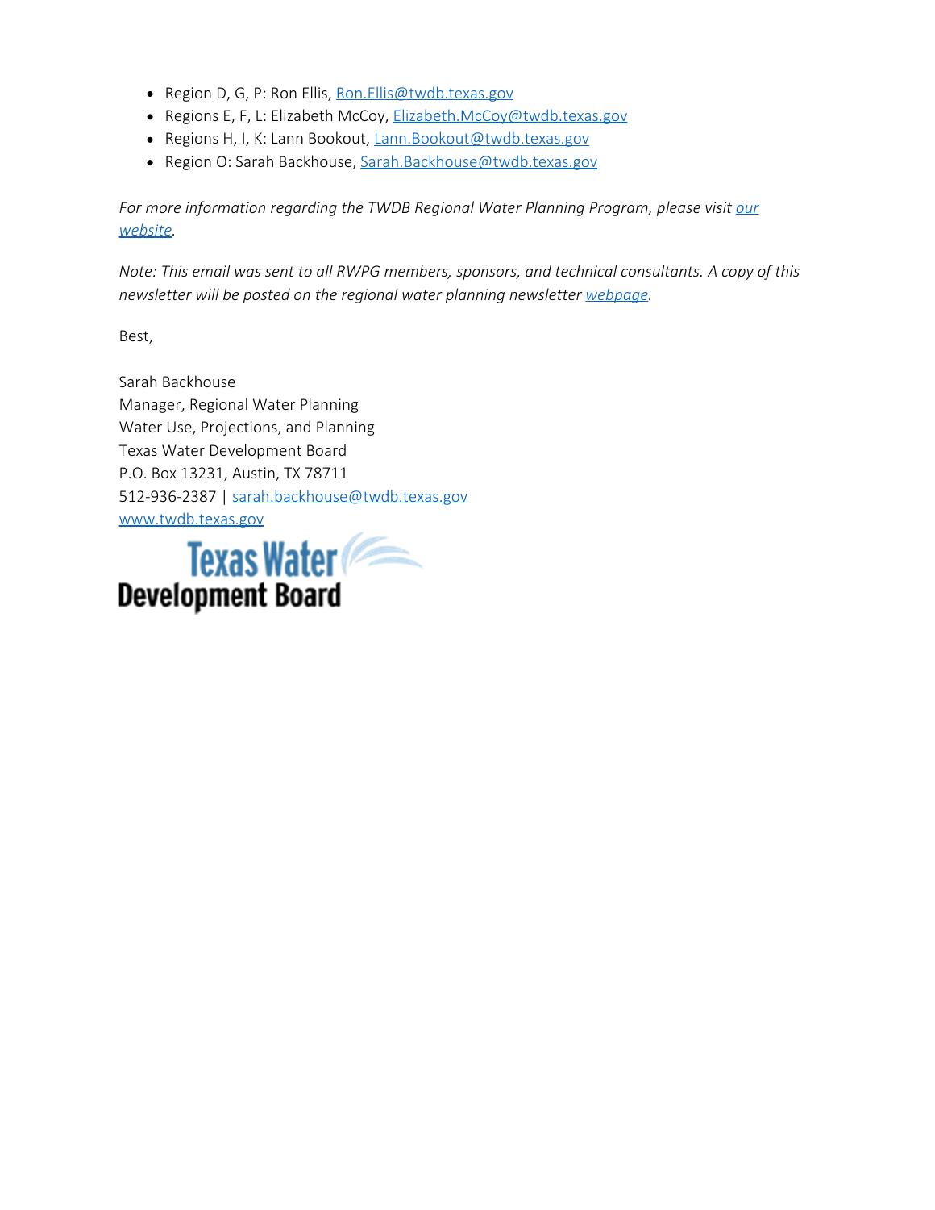- Region D, G, P: Ron Ellis, Ron.Ellis@twdb.texas.gov
- Regions E, F, L: Elizabeth McCoy, Elizabeth.McCoy@twdb.texas.gov
- Regions H, I, K: Lann Bookout, Lann.Bookout@twdb.texas.gov
- Region O: Sarah Backhouse, Sarah.Backhouse@twdb.texas.gov

*For more information regarding the TWDB Regional Water Planning Program, please visit our website.*

*Note: This email was sent to all RWPG members, sponsors, and technical consultants. A copy of this newsletter will be posted on the regional water planning newsletter webpage.*

Best,

Sarah Backhouse
Manager, Regional Water Planning
Water Use, Projections, and Planning
Texas Water Development Board
P.O. Box 13231, Austin, TX 78711
512-936-2387 | sarah.backhouse@twdb.texas.gov
www.twdb.texas.gov

Texas Water Development Board